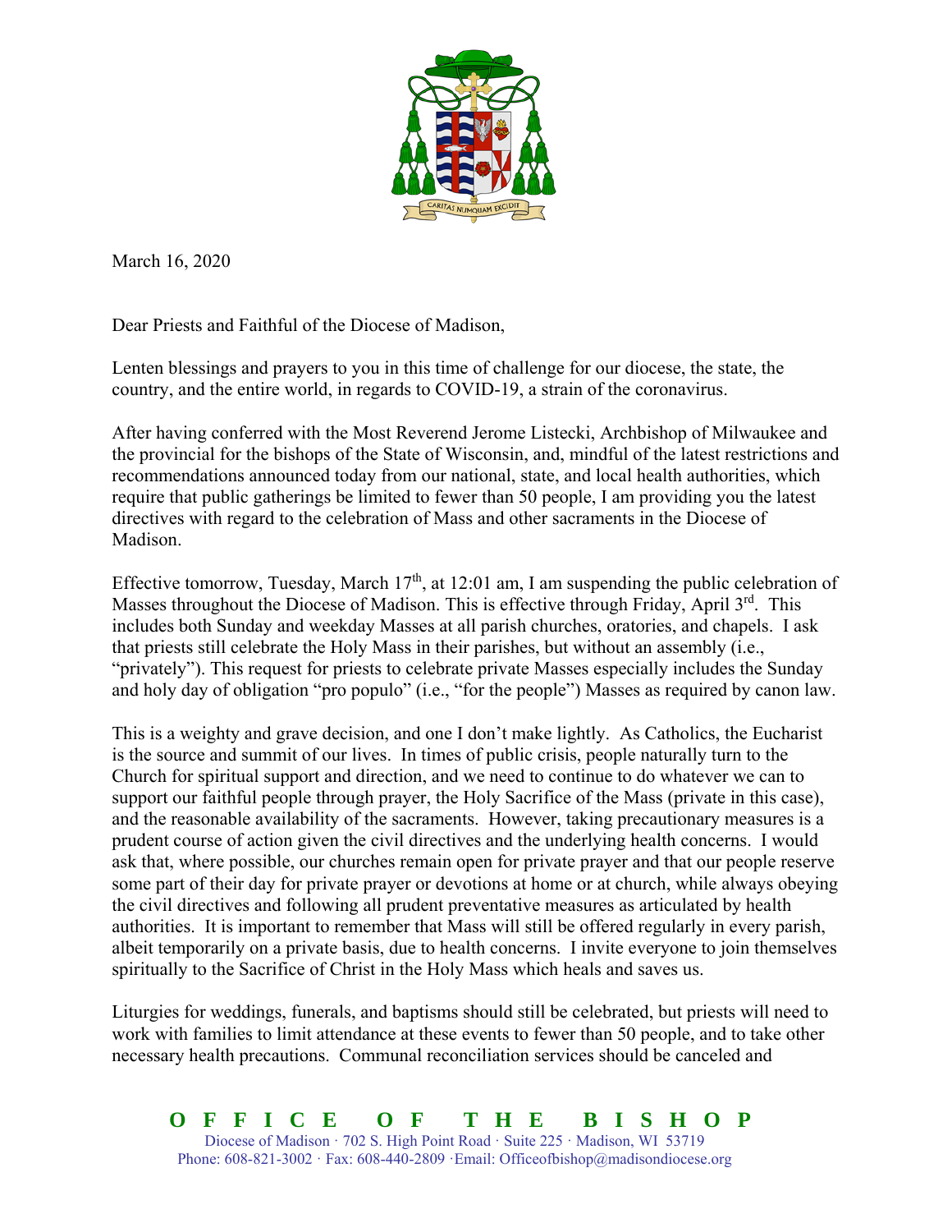March 16, 2020

Dear Priests and Faithful of the Diocese of Madison,

Lenten blessings and prayers to you in this time of challenge for our diocese, the state, the country, and the entire world, in regards to COVID-19, a strain of the coronavirus.

After having conferred with the Most Reverend Jerome Listecki, Archbishop of Milwaukee and the provincial for the bishops of the State of Wisconsin, and, mindful of the latest restrictions and recommendations announced today from our national, state, and local health authorities, which require that public gatherings be limited to fewer than 50 people, I am providing you the latest directives with regard to the celebration of Mass and other sacraments in the Diocese of Madison.

Effective tomorrow, Tuesday, March 17th, at 12:01 am, I am suspending the public celebration of Masses throughout the Diocese of Madison. This is effective through Friday, April 3rd. This includes both Sunday and weekday Masses at all parish churches, oratories, and chapels. I ask that priests still celebrate the Holy Mass in their parishes, but without an assembly (i.e., "privately"). This request for priests to celebrate private Masses especially includes the Sunday and holy day of obligation "pro populo" (i.e., "for the people") Masses as required by canon law.

This is a weighty and grave decision, and one I don't make lightly. As Catholics, the Eucharist is the source and summit of our lives. In times of public crisis, people naturally turn to the Church for spiritual support and direction, and we need to continue to do whatever we can to support our faithful people through prayer, the Holy Sacrifice of the Mass (private in this case), and the reasonable availability of the sacraments. However, taking precautionary measures is a prudent course of action given the civil directives and the underlying health concerns. I would ask that, where possible, our churches remain open for private prayer and that our people reserve some part of their day for private prayer or devotions at home or at church, while always obeying the civil directives and following all prudent preventative measures as articulated by health authorities. It is important to remember that Mass will still be offered regularly in every parish, albeit temporarily on a private basis, due to health concerns. I invite everyone to join themselves spiritually to the Sacrifice of Christ in the Holy Mass which heals and saves us.

Liturgies for weddings, funerals, and baptisms should still be celebrated, but priests will need to work with families to limit attendance at these events to fewer than 50 people, and to take other necessary health precautions. Communal reconciliation services should be canceled and

**OFFICE OF THE BISHOP**
Diocese of Madison · 702 S. High Point Road · Suite 225 · Madison, WI 53719
Phone: 608-821-3002 · Fax: 608-440-2809 · Email: Officeofbishop@madisondiocese.org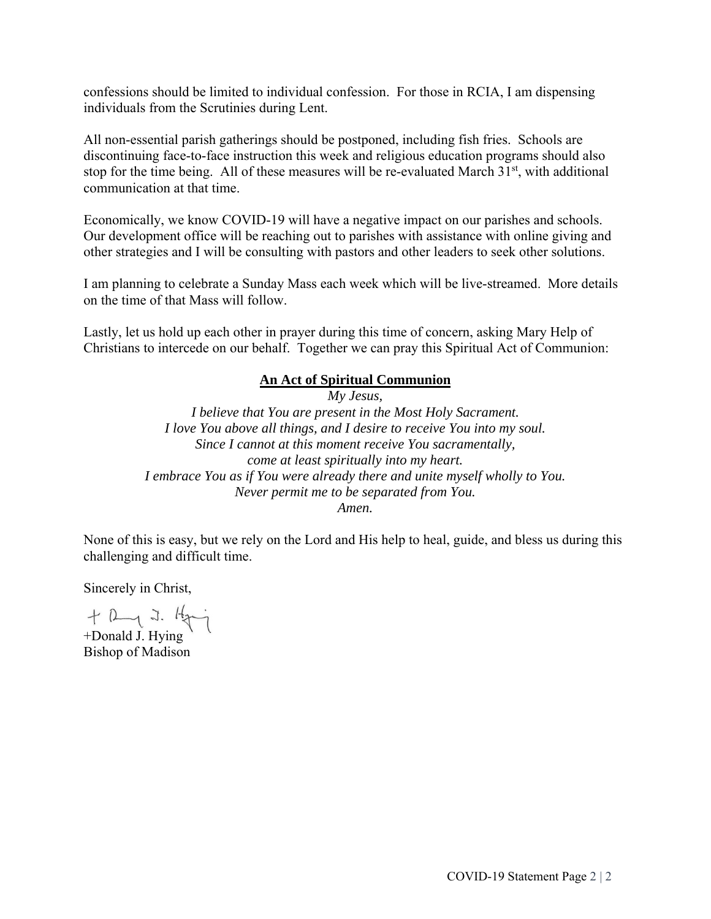confessions should be limited to individual confession. For those in RCIA, I am dispensing individuals from the Scrutinies during Lent.

All non-essential parish gatherings should be postponed, including fish fries. Schools are discontinuing face-to-face instruction this week and religious education programs should also stop for the time being. All of these measures will be re-evaluated March 31st, with additional communication at that time.

Economically, we know COVID-19 will have a negative impact on our parishes and schools. Our development office will be reaching out to parishes with assistance with online giving and other strategies and I will be consulting with pastors and other leaders to seek other solutions.

I am planning to celebrate a Sunday Mass each week which will be live-streamed. More details on the time of that Mass will follow.

Lastly, let us hold up each other in prayer during this time of concern, asking Mary Help of Christians to intercede on our behalf. Together we can pray this Spiritual Act of Communion:

**An Act of Spiritual Communion**

*My Jesus,*
*I believe that You are present in the Most Holy Sacrament.*
*I love You above all things, and I desire to receive You into my soul.*
*Since I cannot at this moment receive You sacramentally,*
*come at least spiritually into my heart.*
*I embrace You as if You were already there and unite myself wholly to You.*
*Never permit me to be separated from You.*
*Amen.*

None of this is easy, but we rely on the Lord and His help to heal, guide, and bless us during this challenging and difficult time.

Sincerely in Christ,

+Donald J. Hying
Bishop of Madison